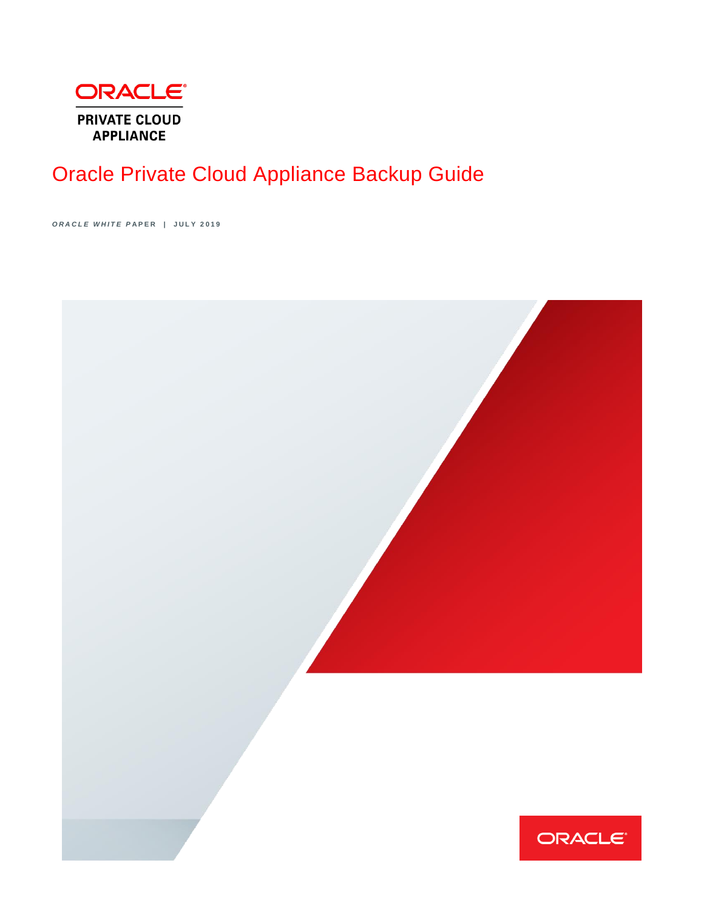ORACLE

PRIVATE CLOUD APPLIANCE

# Oracle Private Cloud Appliance Backup Guide

*ORACLE WHITE* PAPER | JULY 2019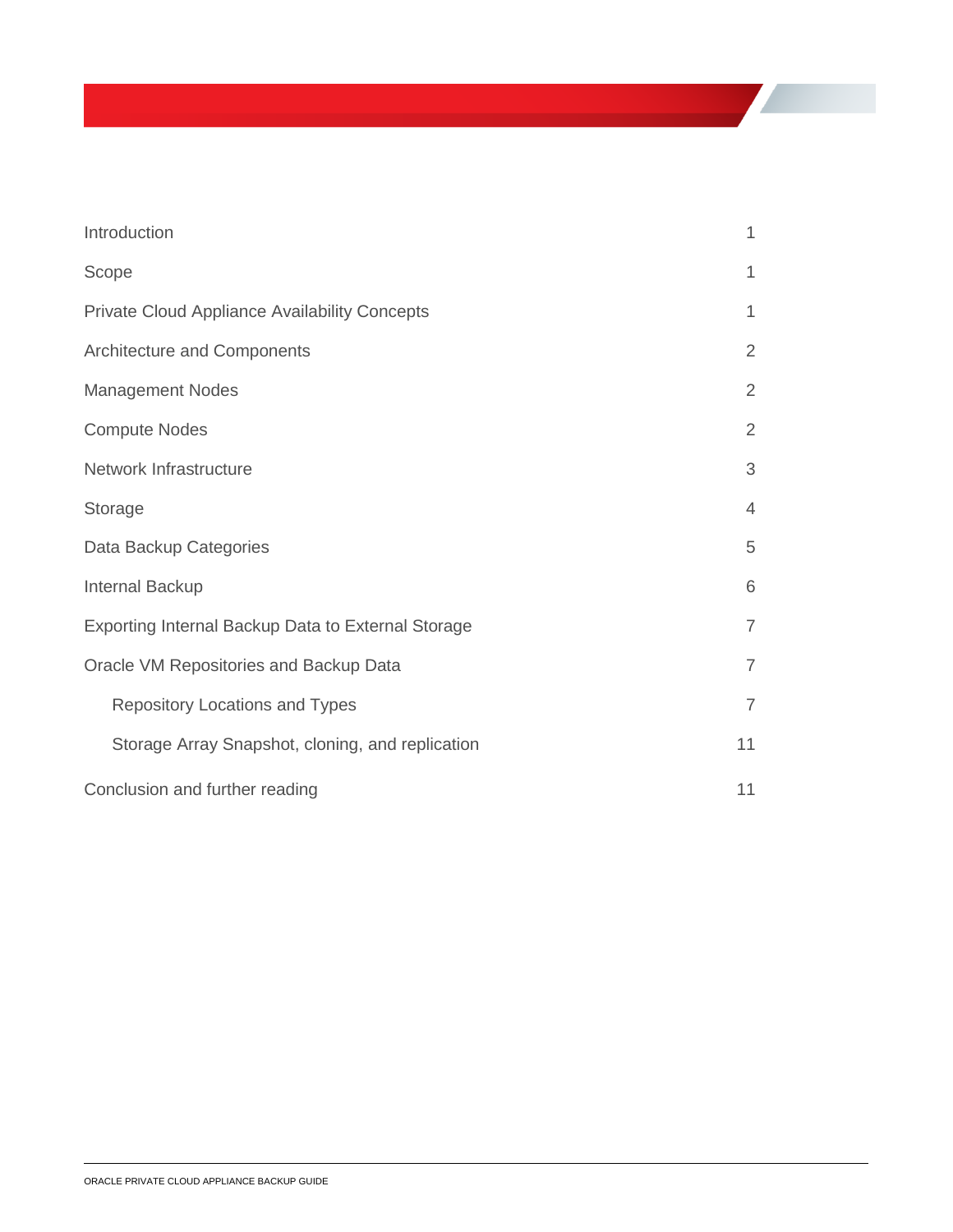| | |
|---|---|
| Introduction | 1 |
| Scope | 1 |
| Private Cloud Appliance Availability Concepts | 1 |
| Architecture and Components | 2 |
| Management Nodes | 2 |
| Compute Nodes | 2 |
| Network Infrastructure | 3 |
| Storage | 4 |
| Data Backup Categories | 5 |
| Internal Backup | 6 |
| Exporting Internal Backup Data to External Storage | 7 |
| Oracle VM Repositories and Backup Data | 7 |
| &nbsp;&nbsp;&nbsp;&nbsp;Repository Locations and Types | 7 |
| &nbsp;&nbsp;&nbsp;&nbsp;Storage Array Snapshot, cloning, and replication | 11 |
| Conclusion and further reading | 11 |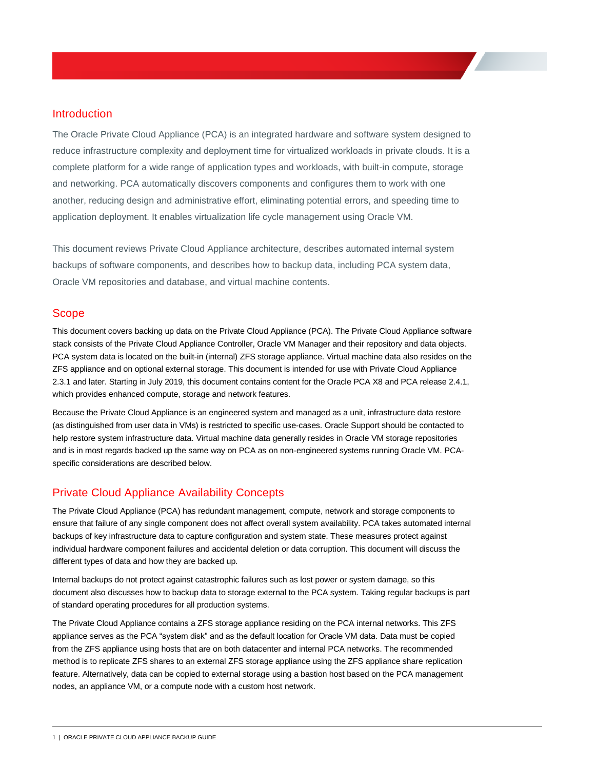## Introduction

The Oracle Private Cloud Appliance (PCA) is an integrated hardware and software system designed to reduce infrastructure complexity and deployment time for virtualized workloads in private clouds. It is a complete platform for a wide range of application types and workloads, with built-in compute, storage and networking. PCA automatically discovers components and configures them to work with one another, reducing design and administrative effort, eliminating potential errors, and speeding time to application deployment. It enables virtualization life cycle management using Oracle VM.

This document reviews Private Cloud Appliance architecture, describes automated internal system backups of software components, and describes how to backup data, including PCA system data, Oracle VM repositories and database, and virtual machine contents.

## Scope

This document covers backing up data on the Private Cloud Appliance (PCA). The Private Cloud Appliance software stack consists of the Private Cloud Appliance Controller, Oracle VM Manager and their repository and data objects. PCA system data is located on the built-in (internal) ZFS storage appliance. Virtual machine data also resides on the ZFS appliance and on optional external storage. This document is intended for use with Private Cloud Appliance 2.3.1 and later. Starting in July 2019, this document contains content for the Oracle PCA X8 and PCA release 2.4.1, which provides enhanced compute, storage and network features.

Because the Private Cloud Appliance is an engineered system and managed as a unit, infrastructure data restore (as distinguished from user data in VMs) is restricted to specific use-cases. Oracle Support should be contacted to help restore system infrastructure data. Virtual machine data generally resides in Oracle VM storage repositories and is in most regards backed up the same way on PCA as on non-engineered systems running Oracle VM. PCA-specific considerations are described below.

## Private Cloud Appliance Availability Concepts

The Private Cloud Appliance (PCA) has redundant management, compute, network and storage components to ensure that failure of any single component does not affect overall system availability. PCA takes automated internal backups of key infrastructure data to capture configuration and system state. These measures protect against individual hardware component failures and accidental deletion or data corruption. This document will discuss the different types of data and how they are backed up.

Internal backups do not protect against catastrophic failures such as lost power or system damage, so this document also discusses how to backup data to storage external to the PCA system. Taking regular backups is part of standard operating procedures for all production systems.

The Private Cloud Appliance contains a ZFS storage appliance residing on the PCA internal networks. This ZFS appliance serves as the PCA "system disk" and as the default location for Oracle VM data. Data must be copied from the ZFS appliance using hosts that are on both datacenter and internal PCA networks. The recommended method is to replicate ZFS shares to an external ZFS storage appliance using the ZFS appliance share replication feature. Alternatively, data can be copied to external storage using a bastion host based on the PCA management nodes, an appliance VM, or a compute node with a custom host network.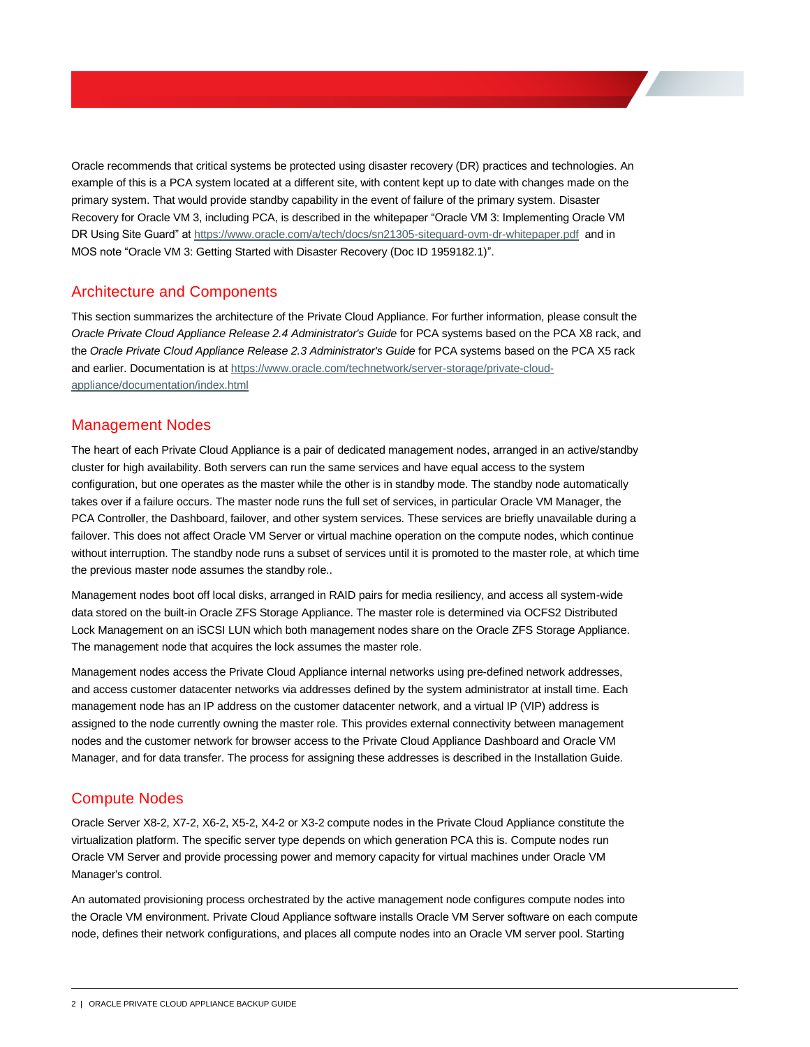Oracle recommends that critical systems be protected using disaster recovery (DR) practices and technologies. An example of this is a PCA system located at a different site, with content kept up to date with changes made on the primary system. That would provide standby capability in the event of failure of the primary system. Disaster Recovery for Oracle VM 3, including PCA, is described in the whitepaper “Oracle VM 3: Implementing Oracle VM DR Using Site Guard” at https://www.oracle.com/a/tech/docs/sn21305-siteguard-ovm-dr-whitepaper.pdf and in MOS note “Oracle VM 3: Getting Started with Disaster Recovery (Doc ID 1959182.1)”.

## Architecture and Components

This section summarizes the architecture of the Private Cloud Appliance. For further information, please consult the *Oracle Private Cloud Appliance Release 2.4 Administrator's Guide* for PCA systems based on the PCA X8 rack, and the *Oracle Private Cloud Appliance Release 2.3 Administrator's Guide* for PCA systems based on the PCA X5 rack and earlier. Documentation is at https://www.oracle.com/technetwork/server-storage/private-cloud-appliance/documentation/index.html

## Management Nodes

The heart of each Private Cloud Appliance is a pair of dedicated management nodes, arranged in an active/standby cluster for high availability. Both servers can run the same services and have equal access to the system configuration, but one operates as the master while the other is in standby mode. The standby node automatically takes over if a failure occurs. The master node runs the full set of services, in particular Oracle VM Manager, the PCA Controller, the Dashboard, failover, and other system services. These services are briefly unavailable during a failover. This does not affect Oracle VM Server or virtual machine operation on the compute nodes, which continue without interruption. The standby node runs a subset of services until it is promoted to the master role, at which time the previous master node assumes the standby role..

Management nodes boot off local disks, arranged in RAID pairs for media resiliency, and access all system-wide data stored on the built-in Oracle ZFS Storage Appliance. The master role is determined via OCFS2 Distributed Lock Management on an iSCSI LUN which both management nodes share on the Oracle ZFS Storage Appliance. The management node that acquires the lock assumes the master role.

Management nodes access the Private Cloud Appliance internal networks using pre-defined network addresses, and access customer datacenter networks via addresses defined by the system administrator at install time. Each management node has an IP address on the customer datacenter network, and a virtual IP (VIP) address is assigned to the node currently owning the master role. This provides external connectivity between management nodes and the customer network for browser access to the Private Cloud Appliance Dashboard and Oracle VM Manager, and for data transfer. The process for assigning these addresses is described in the Installation Guide.

## Compute Nodes

Oracle Server X8-2, X7-2, X6-2, X5-2, X4-2 or X3-2 compute nodes in the Private Cloud Appliance constitute the virtualization platform. The specific server type depends on which generation PCA this is. Compute nodes run Oracle VM Server and provide processing power and memory capacity for virtual machines under Oracle VM Manager's control.

An automated provisioning process orchestrated by the active management node configures compute nodes into the Oracle VM environment. Private Cloud Appliance software installs Oracle VM Server software on each compute node, defines their network configurations, and places all compute nodes into an Oracle VM server pool. Starting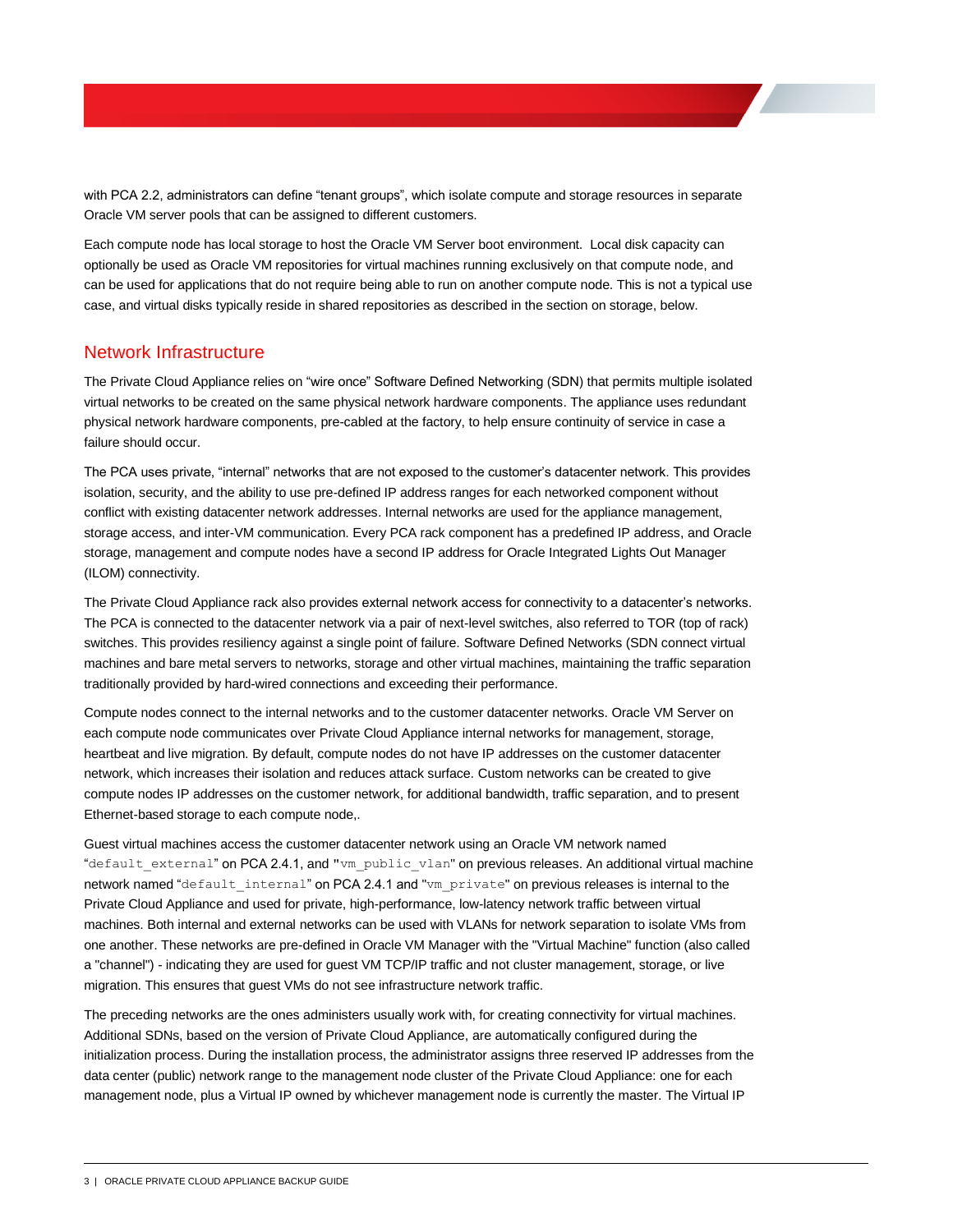with PCA 2.2, administrators can define "tenant groups", which isolate compute and storage resources in separate Oracle VM server pools that can be assigned to different customers.

Each compute node has local storage to host the Oracle VM Server boot environment. Local disk capacity can optionally be used as Oracle VM repositories for virtual machines running exclusively on that compute node, and can be used for applications that do not require being able to run on another compute node. This is not a typical use case, and virtual disks typically reside in shared repositories as described in the section on storage, below.

## Network Infrastructure

The Private Cloud Appliance relies on "wire once" Software Defined Networking (SDN) that permits multiple isolated virtual networks to be created on the same physical network hardware components. The appliance uses redundant physical network hardware components, pre-cabled at the factory, to help ensure continuity of service in case a failure should occur.

The PCA uses private, "internal" networks that are not exposed to the customer's datacenter network. This provides isolation, security, and the ability to use pre-defined IP address ranges for each networked component without conflict with existing datacenter network addresses. Internal networks are used for the appliance management, storage access, and inter-VM communication. Every PCA rack component has a predefined IP address, and Oracle storage, management and compute nodes have a second IP address for Oracle Integrated Lights Out Manager (ILOM) connectivity.

The Private Cloud Appliance rack also provides external network access for connectivity to a datacenter's networks. The PCA is connected to the datacenter network via a pair of next-level switches, also referred to TOR (top of rack) switches. This provides resiliency against a single point of failure. Software Defined Networks (SDN connect virtual machines and bare metal servers to networks, storage and other virtual machines, maintaining the traffic separation traditionally provided by hard-wired connections and exceeding their performance.

Compute nodes connect to the internal networks and to the customer datacenter networks. Oracle VM Server on each compute node communicates over Private Cloud Appliance internal networks for management, storage, heartbeat and live migration. By default, compute nodes do not have IP addresses on the customer datacenter network, which increases their isolation and reduces attack surface. Custom networks can be created to give compute nodes IP addresses on the customer network, for additional bandwidth, traffic separation, and to present Ethernet-based storage to each compute node,.

Guest virtual machines access the customer datacenter network using an Oracle VM network named "`default_external`" on PCA 2.4.1, and "`vm_public_vlan`" on previous releases. An additional virtual machine network named "`default_internal`" on PCA 2.4.1 and "`vm_private`" on previous releases is internal to the Private Cloud Appliance and used for private, high-performance, low-latency network traffic between virtual machines. Both internal and external networks can be used with VLANs for network separation to isolate VMs from one another. These networks are pre-defined in Oracle VM Manager with the "Virtual Machine" function (also called a "channel") - indicating they are used for guest VM TCP/IP traffic and not cluster management, storage, or live migration. This ensures that guest VMs do not see infrastructure network traffic.

The preceding networks are the ones administers usually work with, for creating connectivity for virtual machines. Additional SDNs, based on the version of Private Cloud Appliance, are automatically configured during the initialization process. During the installation process, the administrator assigns three reserved IP addresses from the data center (public) network range to the management node cluster of the Private Cloud Appliance: one for each management node, plus a Virtual IP owned by whichever management node is currently the master. The Virtual IP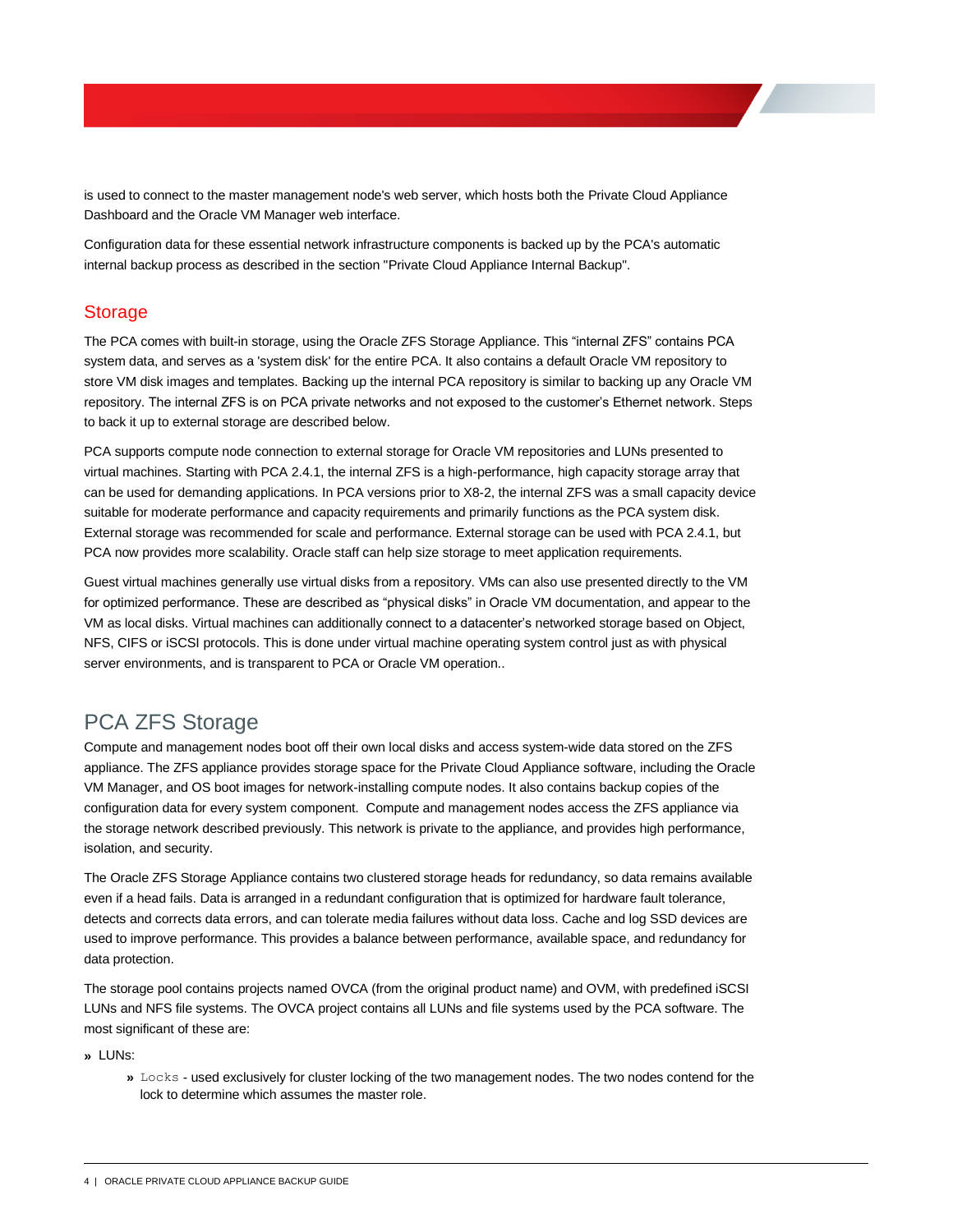is used to connect to the master management node's web server, which hosts both the Private Cloud Appliance Dashboard and the Oracle VM Manager web interface.

Configuration data for these essential network infrastructure components is backed up by the PCA's automatic internal backup process as described in the section "Private Cloud Appliance Internal Backup".

### Storage

The PCA comes with built-in storage, using the Oracle ZFS Storage Appliance. This “internal ZFS” contains PCA system data, and serves as a 'system disk' for the entire PCA. It also contains a default Oracle VM repository to store VM disk images and templates. Backing up the internal PCA repository is similar to backing up any Oracle VM repository. The internal ZFS is on PCA private networks and not exposed to the customer’s Ethernet network. Steps to back it up to external storage are described below.

PCA supports compute node connection to external storage for Oracle VM repositories and LUNs presented to virtual machines. Starting with PCA 2.4.1, the internal ZFS is a high-performance, high capacity storage array that can be used for demanding applications. In PCA versions prior to X8-2, the internal ZFS was a small capacity device suitable for moderate performance and capacity requirements and primarily functions as the PCA system disk. External storage was recommended for scale and performance. External storage can be used with PCA 2.4.1, but PCA now provides more scalability. Oracle staff can help size storage to meet application requirements.

Guest virtual machines generally use virtual disks from a repository. VMs can also use presented directly to the VM for optimized performance. These are described as “physical disks” in Oracle VM documentation, and appear to the VM as local disks. Virtual machines can additionally connect to a datacenter’s networked storage based on Object, NFS, CIFS or iSCSI protocols. This is done under virtual machine operating system control just as with physical server environments, and is transparent to PCA or Oracle VM operation..

## PCA ZFS Storage

Compute and management nodes boot off their own local disks and access system-wide data stored on the ZFS appliance. The ZFS appliance provides storage space for the Private Cloud Appliance software, including the Oracle VM Manager, and OS boot images for network-installing compute nodes. It also contains backup copies of the configuration data for every system component. Compute and management nodes access the ZFS appliance via the storage network described previously. This network is private to the appliance, and provides high performance, isolation, and security.

The Oracle ZFS Storage Appliance contains two clustered storage heads for redundancy, so data remains available even if a head fails. Data is arranged in a redundant configuration that is optimized for hardware fault tolerance, detects and corrects data errors, and can tolerate media failures without data loss. Cache and log SSD devices are used to improve performance. This provides a balance between performance, available space, and redundancy for data protection.

The storage pool contains projects named OVCA (from the original product name) and OVM, with predefined iSCSI LUNs and NFS file systems. The OVCA project contains all LUNs and file systems used by the PCA software. The most significant of these are:

- LUNs:
  - `Locks` - used exclusively for cluster locking of the two management nodes. The two nodes contend for the lock to determine which assumes the master role.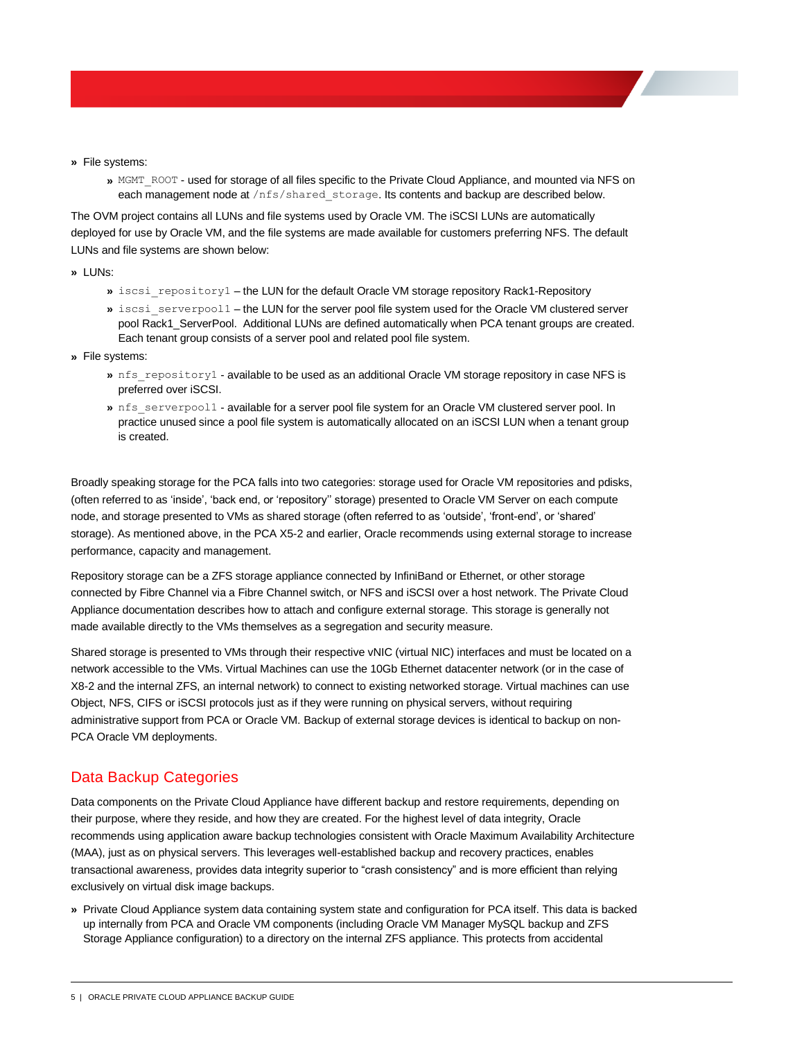- File systems:
  - `MGMT_ROOT` - used for storage of all files specific to the Private Cloud Appliance, and mounted via NFS on each management node at `/nfs/shared_storage`. Its contents and backup are described below.

The OVM project contains all LUNs and file systems used by Oracle VM. The iSCSI LUNs are automatically deployed for use by Oracle VM, and the file systems are made available for customers preferring NFS. The default LUNs and file systems are shown below:

- LUNs:
  - `iscsi_repository1` – the LUN for the default Oracle VM storage repository Rack1-Repository
  - `iscsi_serverpool1` – the LUN for the server pool file system used for the Oracle VM clustered server pool Rack1_ServerPool. Additional LUNs are defined automatically when PCA tenant groups are created. Each tenant group consists of a server pool and related pool file system.
- File systems:
  - `nfs_repository1` - available to be used as an additional Oracle VM storage repository in case NFS is preferred over iSCSI.
  - `nfs_serverpool1` - available for a server pool file system for an Oracle VM clustered server pool. In practice unused since a pool file system is automatically allocated on an iSCSI LUN when a tenant group is created.

Broadly speaking storage for the PCA falls into two categories: storage used for Oracle VM repositories and pdisks, (often referred to as 'inside', 'back end, or 'repository'' storage) presented to Oracle VM Server on each compute node, and storage presented to VMs as shared storage (often referred to as 'outside', 'front-end', or 'shared' storage). As mentioned above, in the PCA X5-2 and earlier, Oracle recommends using external storage to increase performance, capacity and management.

Repository storage can be a ZFS storage appliance connected by InfiniBand or Ethernet, or other storage connected by Fibre Channel via a Fibre Channel switch, or NFS and iSCSI over a host network. The Private Cloud Appliance documentation describes how to attach and configure external storage. This storage is generally not made available directly to the VMs themselves as a segregation and security measure.

Shared storage is presented to VMs through their respective vNIC (virtual NIC) interfaces and must be located on a network accessible to the VMs. Virtual Machines can use the 10Gb Ethernet datacenter network (or in the case of X8-2 and the internal ZFS, an internal network) to connect to existing networked storage. Virtual machines can use Object, NFS, CIFS or iSCSI protocols just as if they were running on physical servers, without requiring administrative support from PCA or Oracle VM. Backup of external storage devices is identical to backup on non-PCA Oracle VM deployments.

## Data Backup Categories

Data components on the Private Cloud Appliance have different backup and restore requirements, depending on their purpose, where they reside, and how they are created. For the highest level of data integrity, Oracle recommends using application aware backup technologies consistent with Oracle Maximum Availability Architecture (MAA), just as on physical servers. This leverages well-established backup and recovery practices, enables transactional awareness, provides data integrity superior to "crash consistency" and is more efficient than relying exclusively on virtual disk image backups.

- Private Cloud Appliance system data containing system state and configuration for PCA itself. This data is backed up internally from PCA and Oracle VM components (including Oracle VM Manager MySQL backup and ZFS Storage Appliance configuration) to a directory on the internal ZFS appliance. This protects from accidental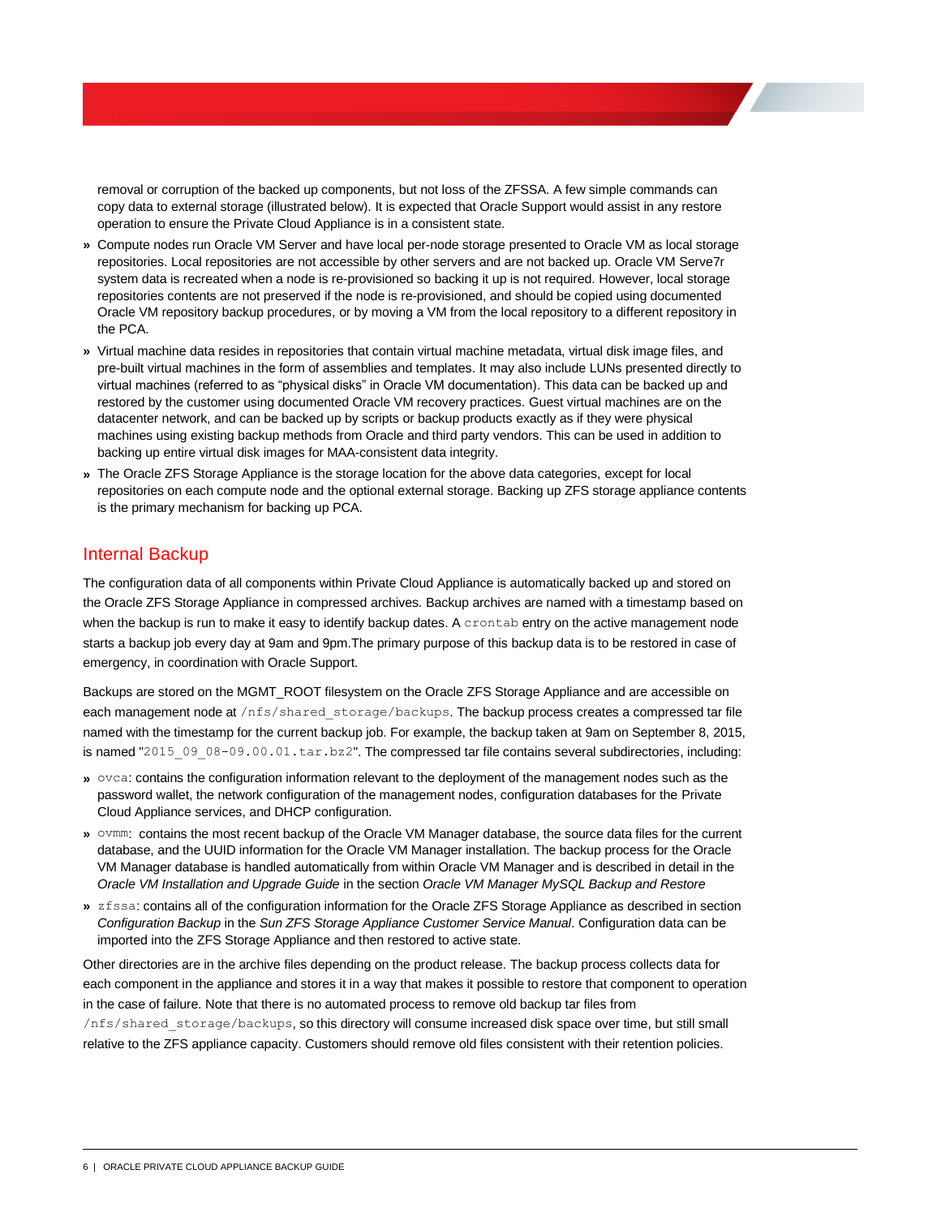removal or corruption of the backed up components, but not loss of the ZFSSA. A few simple commands can copy data to external storage (illustrated below). It is expected that Oracle Support would assist in any restore operation to ensure the Private Cloud Appliance is in a consistent state.

- Compute nodes run Oracle VM Server and have local per-node storage presented to Oracle VM as local storage repositories. Local repositories are not accessible by other servers and are not backed up. Oracle VM Serve7r system data is recreated when a node is re-provisioned so backing it up is not required. However, local storage repositories contents are not preserved if the node is re-provisioned, and should be copied using documented Oracle VM repository backup procedures, or by moving a VM from the local repository to a different repository in the PCA.
- Virtual machine data resides in repositories that contain virtual machine metadata, virtual disk image files, and pre-built virtual machines in the form of assemblies and templates. It may also include LUNs presented directly to virtual machines (referred to as "physical disks" in Oracle VM documentation). This data can be backed up and restored by the customer using documented Oracle VM recovery practices. Guest virtual machines are on the datacenter network, and can be backed up by scripts or backup products exactly as if they were physical machines using existing backup methods from Oracle and third party vendors. This can be used in addition to backing up entire virtual disk images for MAA-consistent data integrity.
- The Oracle ZFS Storage Appliance is the storage location for the above data categories, except for local repositories on each compute node and the optional external storage. Backing up ZFS storage appliance contents is the primary mechanism for backing up PCA.

## Internal Backup

The configuration data of all components within Private Cloud Appliance is automatically backed up and stored on the Oracle ZFS Storage Appliance in compressed archives. Backup archives are named with a timestamp based on when the backup is run to make it easy to identify backup dates. A `crontab` entry on the active management node starts a backup job every day at 9am and 9pm.The primary purpose of this backup data is to be restored in case of emergency, in coordination with Oracle Support.

Backups are stored on the MGMT_ROOT filesystem on the Oracle ZFS Storage Appliance and are accessible on each management node at `/nfs/shared_storage/backups`. The backup process creates a compressed tar file named with the timestamp for the current backup job. For example, the backup taken at 9am on September 8, 2015, is named "`2015_09_08-09.00.01.tar.bz2`". The compressed tar file contains several subdirectories, including:

- `ovca`: contains the configuration information relevant to the deployment of the management nodes such as the password wallet, the network configuration of the management nodes, configuration databases for the Private Cloud Appliance services, and DHCP configuration.
- `ovmm`: contains the most recent backup of the Oracle VM Manager database, the source data files for the current database, and the UUID information for the Oracle VM Manager installation. The backup process for the Oracle VM Manager database is handled automatically from within Oracle VM Manager and is described in detail in the *Oracle VM Installation and Upgrade Guide* in the section *Oracle VM Manager MySQL Backup and Restore*
- `zfssa`: contains all of the configuration information for the Oracle ZFS Storage Appliance as described in section *Configuration Backup* in the *Sun ZFS Storage Appliance Customer Service Manual*. Configuration data can be imported into the ZFS Storage Appliance and then restored to active state.

Other directories are in the archive files depending on the product release. The backup process collects data for each component in the appliance and stores it in a way that makes it possible to restore that component to operation in the case of failure. Note that there is no automated process to remove old backup tar files from `/nfs/shared_storage/backups`, so this directory will consume increased disk space over time, but still small relative to the ZFS appliance capacity. Customers should remove old files consistent with their retention policies.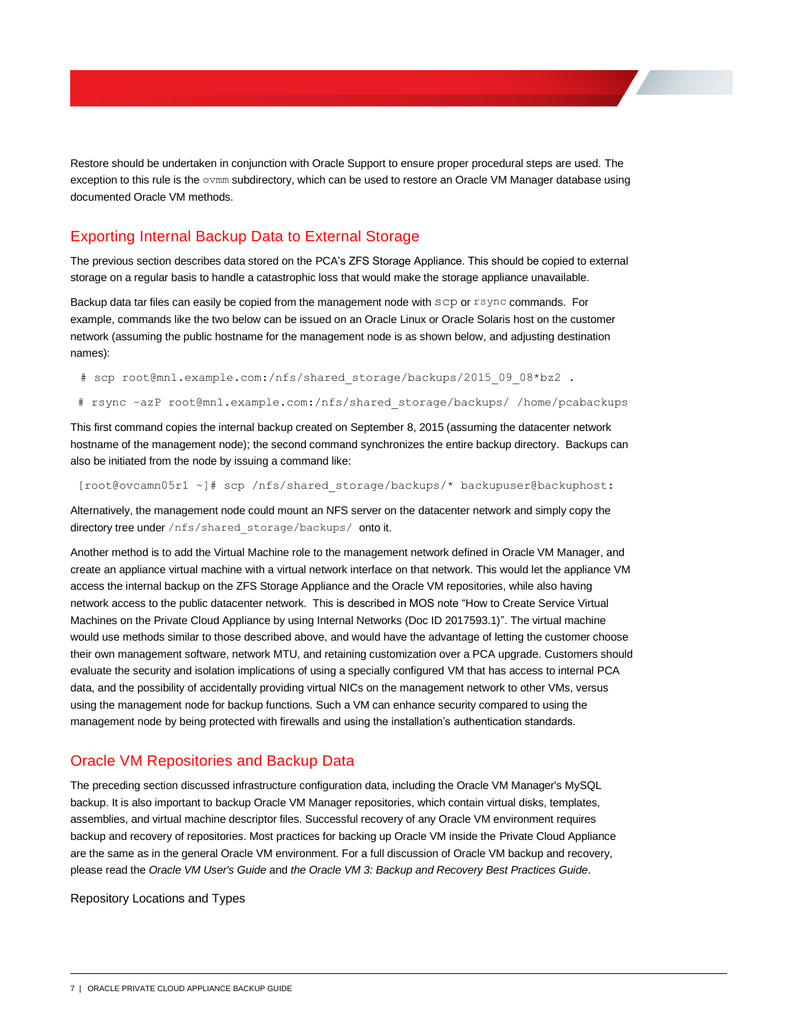Restore should be undertaken in conjunction with Oracle Support to ensure proper procedural steps are used. The exception to this rule is the `ovmm` subdirectory, which can be used to restore an Oracle VM Manager database using documented Oracle VM methods.

## Exporting Internal Backup Data to External Storage

The previous section describes data stored on the PCA's ZFS Storage Appliance. This should be copied to external storage on a regular basis to handle a catastrophic loss that would make the storage appliance unavailable.

Backup data tar files can easily be copied from the management node with `scp` or `rsync` commands. For example, commands like the two below can be issued on an Oracle Linux or Oracle Solaris host on the customer network (assuming the public hostname for the management node is as shown below, and adjusting destination names):

```
# scp root@mn1.example.com:/nfs/shared_storage/backups/2015_09_08*bz2 .
# rsync -azP root@mn1.example.com:/nfs/shared_storage/backups/ /home/pcabackups
```

This first command copies the internal backup created on September 8, 2015 (assuming the datacenter network hostname of the management node); the second command synchronizes the entire backup directory. Backups can also be initiated from the node by issuing a command like:

```
[root@ovcamn05r1 ~]# scp /nfs/shared_storage/backups/* backupuser@backuphost:
```

Alternatively, the management node could mount an NFS server on the datacenter network and simply copy the directory tree under `/nfs/shared_storage/backups/` onto it.

Another method is to add the Virtual Machine role to the management network defined in Oracle VM Manager, and create an appliance virtual machine with a virtual network interface on that network. This would let the appliance VM access the internal backup on the ZFS Storage Appliance and the Oracle VM repositories, while also having network access to the public datacenter network. This is described in MOS note "How to Create Service Virtual Machines on the Private Cloud Appliance by using Internal Networks (Doc ID 2017593.1)". The virtual machine would use methods similar to those described above, and would have the advantage of letting the customer choose their own management software, network MTU, and retaining customization over a PCA upgrade. Customers should evaluate the security and isolation implications of using a specially configured VM that has access to internal PCA data, and the possibility of accidentally providing virtual NICs on the management network to other VMs, versus using the management node for backup functions. Such a VM can enhance security compared to using the management node by being protected with firewalls and using the installation's authentication standards.

## Oracle VM Repositories and Backup Data

The preceding section discussed infrastructure configuration data, including the Oracle VM Manager's MySQL backup. It is also important to backup Oracle VM Manager repositories, which contain virtual disks, templates, assemblies, and virtual machine descriptor files. Successful recovery of any Oracle VM environment requires backup and recovery of repositories. Most practices for backing up Oracle VM inside the Private Cloud Appliance are the same as in the general Oracle VM environment. For a full discussion of Oracle VM backup and recovery, please read the *Oracle VM User's Guide* and *the Oracle VM 3: Backup and Recovery Best Practices Guide*.

### Repository Locations and Types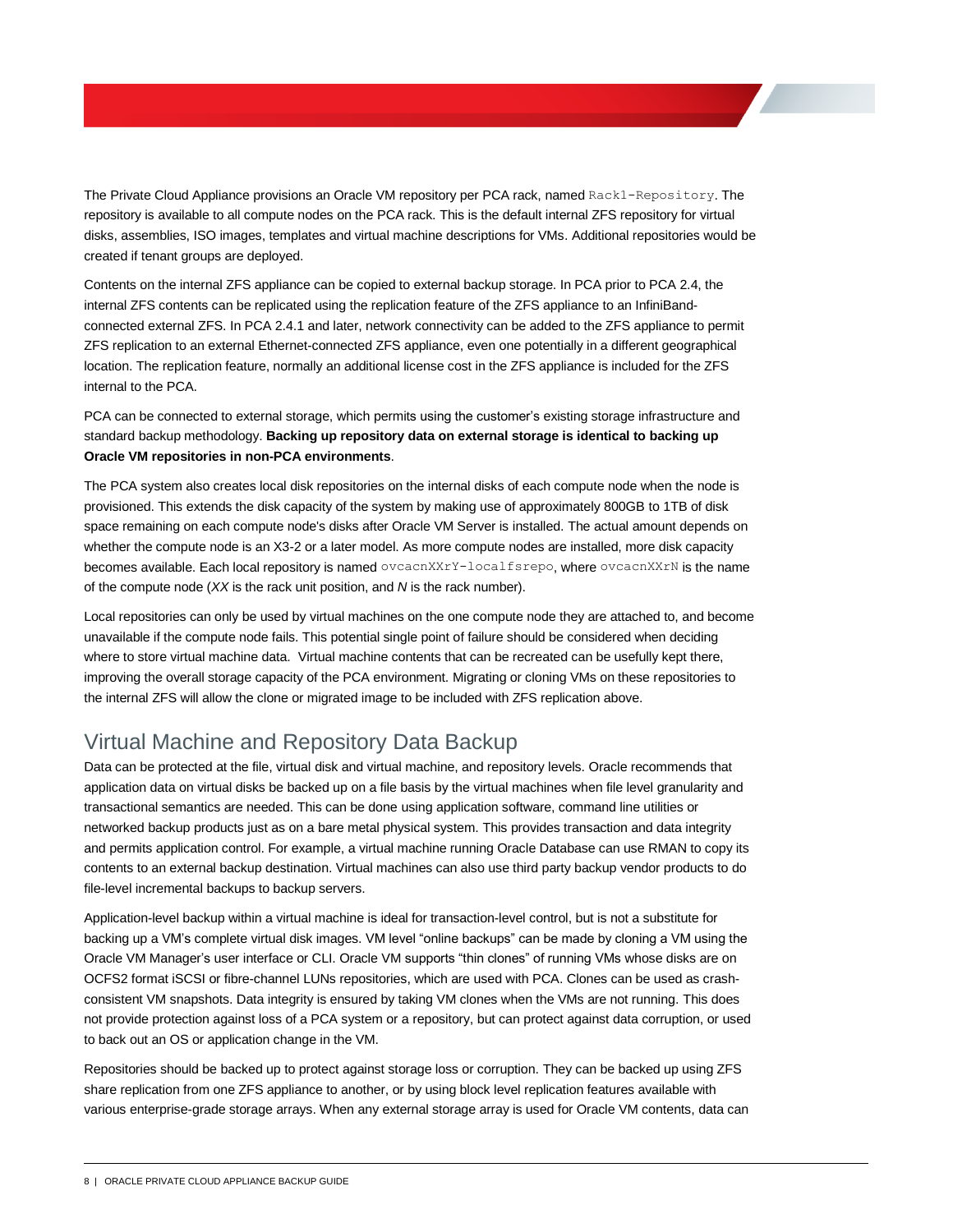The Private Cloud Appliance provisions an Oracle VM repository per PCA rack, named `Rack1-Repository`. The repository is available to all compute nodes on the PCA rack. This is the default internal ZFS repository for virtual disks, assemblies, ISO images, templates and virtual machine descriptions for VMs. Additional repositories would be created if tenant groups are deployed.

Contents on the internal ZFS appliance can be copied to external backup storage. In PCA prior to PCA 2.4, the internal ZFS contents can be replicated using the replication feature of the ZFS appliance to an InfiniBand-connected external ZFS. In PCA 2.4.1 and later, network connectivity can be added to the ZFS appliance to permit ZFS replication to an external Ethernet-connected ZFS appliance, even one potentially in a different geographical location. The replication feature, normally an additional license cost in the ZFS appliance is included for the ZFS internal to the PCA.

PCA can be connected to external storage, which permits using the customer's existing storage infrastructure and standard backup methodology. **Backing up repository data on external storage is identical to backing up Oracle VM repositories in non-PCA environments**.

The PCA system also creates local disk repositories on the internal disks of each compute node when the node is provisioned. This extends the disk capacity of the system by making use of approximately 800GB to 1TB of disk space remaining on each compute node's disks after Oracle VM Server is installed. The actual amount depends on whether the compute node is an X3-2 or a later model. As more compute nodes are installed, more disk capacity becomes available. Each local repository is named `ovcacnXXrY-localfsrepo`, where `ovcacnXXrN` is the name of the compute node (*XX* is the rack unit position, and *N* is the rack number).

Local repositories can only be used by virtual machines on the one compute node they are attached to, and become unavailable if the compute node fails. This potential single point of failure should be considered when deciding where to store virtual machine data. Virtual machine contents that can be recreated can be usefully kept there, improving the overall storage capacity of the PCA environment. Migrating or cloning VMs on these repositories to the internal ZFS will allow the clone or migrated image to be included with ZFS replication above.

## Virtual Machine and Repository Data Backup

Data can be protected at the file, virtual disk and virtual machine, and repository levels. Oracle recommends that application data on virtual disks be backed up on a file basis by the virtual machines when file level granularity and transactional semantics are needed. This can be done using application software, command line utilities or networked backup products just as on a bare metal physical system. This provides transaction and data integrity and permits application control. For example, a virtual machine running Oracle Database can use RMAN to copy its contents to an external backup destination. Virtual machines can also use third party backup vendor products to do file-level incremental backups to backup servers.

Application-level backup within a virtual machine is ideal for transaction-level control, but is not a substitute for backing up a VM's complete virtual disk images. VM level "online backups" can be made by cloning a VM using the Oracle VM Manager's user interface or CLI. Oracle VM supports "thin clones" of running VMs whose disks are on OCFS2 format iSCSI or fibre-channel LUNs repositories, which are used with PCA. Clones can be used as crash-consistent VM snapshots. Data integrity is ensured by taking VM clones when the VMs are not running. This does not provide protection against loss of a PCA system or a repository, but can protect against data corruption, or used to back out an OS or application change in the VM.

Repositories should be backed up to protect against storage loss or corruption. They can be backed up using ZFS share replication from one ZFS appliance to another, or by using block level replication features available with various enterprise-grade storage arrays. When any external storage array is used for Oracle VM contents, data can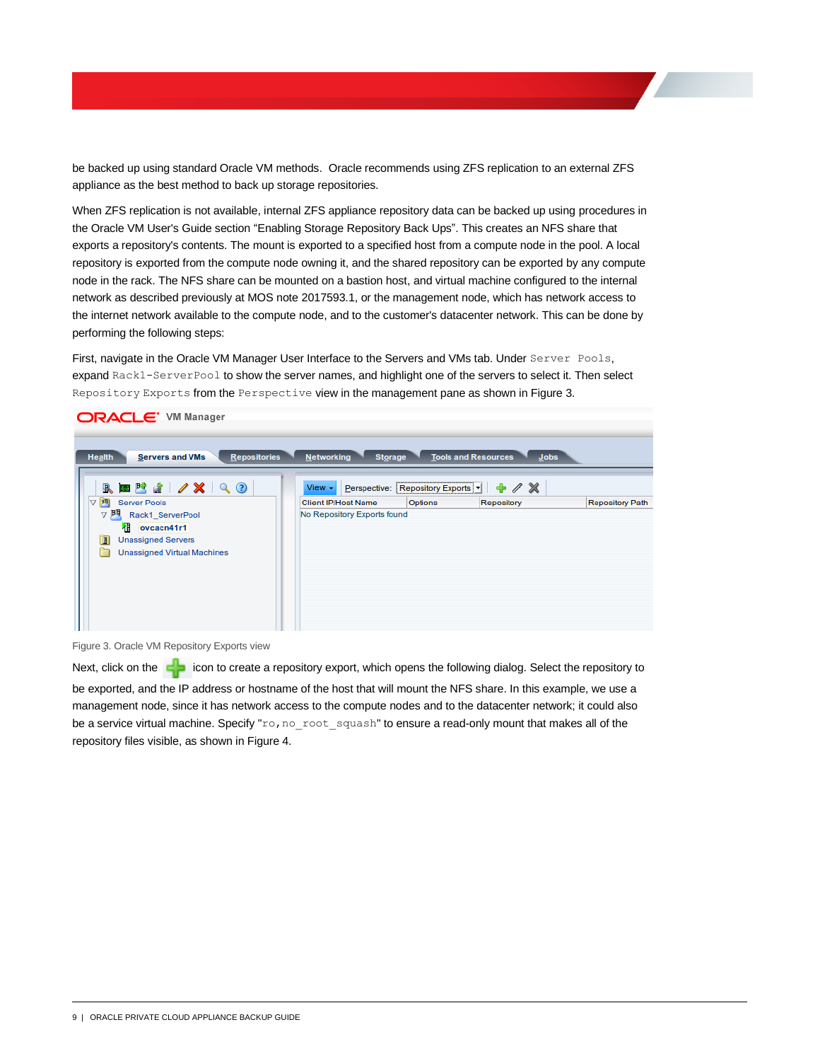be backed up using standard Oracle VM methods.  Oracle recommends using ZFS replication to an external ZFS appliance as the best method to back up storage repositories.

When ZFS replication is not available, internal ZFS appliance repository data can be backed up using procedures in the Oracle VM User's Guide section "Enabling Storage Repository Back Ups". This creates an NFS share that exports a repository's contents. The mount is exported to a specified host from a compute node in the pool. A local repository is exported from the compute node owning it, and the shared repository can be exported by any compute node in the rack. The NFS share can be mounted on a bastion host, and virtual machine configured to the internal network as described previously at MOS note 2017593.1, or the management node, which has network access to the internet network available to the compute node, and to the customer's datacenter network. This can be done by performing the following steps:

First, navigate in the Oracle VM Manager User Interface to the Servers and VMs tab. Under `Server Pools`, expand `Rack1-ServerPool` to show the server names, and highlight one of the servers to select it. Then select `Repository Exports` from the `Perspective` view in the management pane as shown in Figure 3.

Figure 3. Oracle VM Repository Exports view

Next, click on the icon to create a repository export, which opens the following dialog. Select the repository to be exported, and the IP address or hostname of the host that will mount the NFS share. In this example, we use a management node, since it has network access to the compute nodes and to the datacenter network; it could also be a service virtual machine. Specify "`ro,no_root_squash`" to ensure a read-only mount that makes all of the repository files visible, as shown in Figure 4.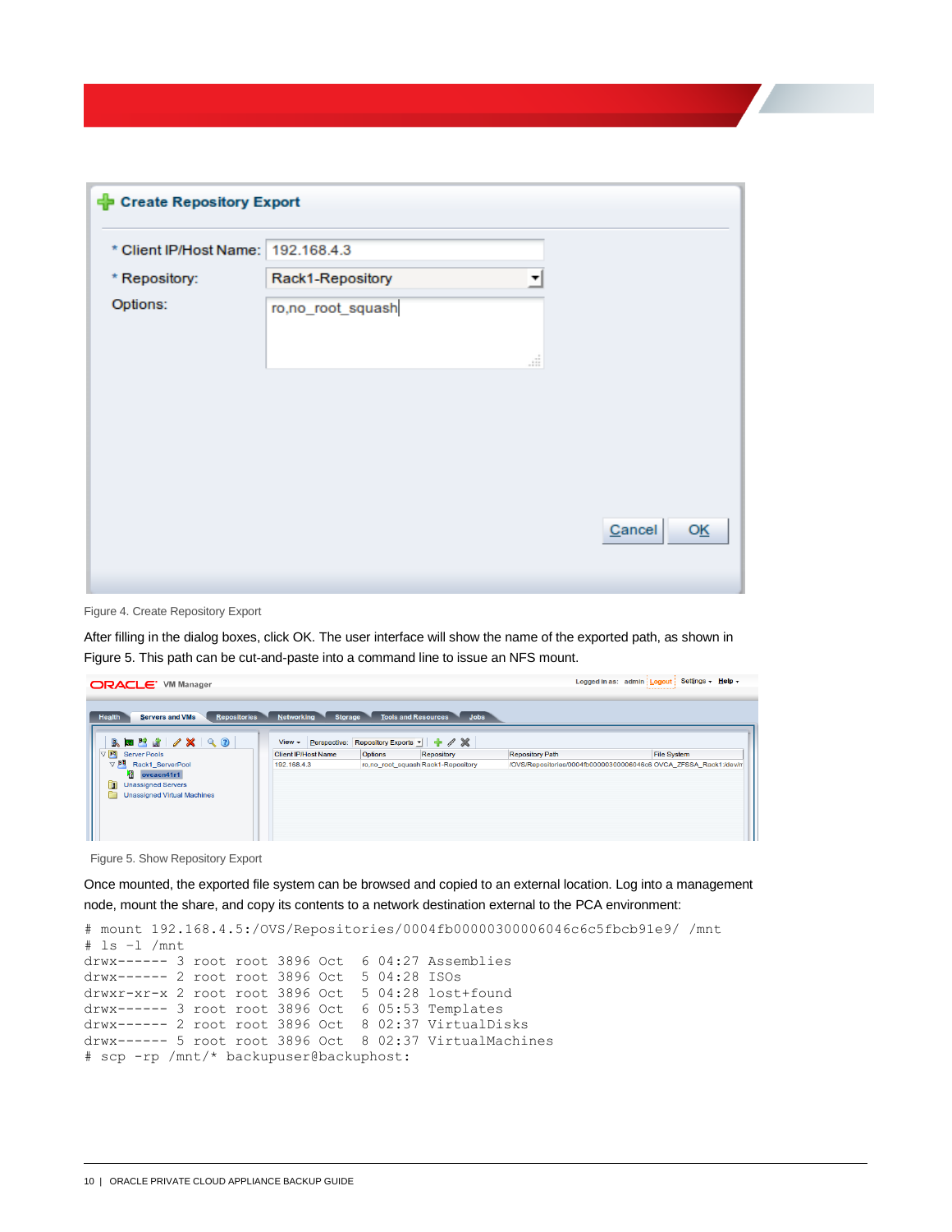Figure 4. Create Repository Export

After filling in the dialog boxes, click OK. The user interface will show the name of the exported path, as shown in Figure 5. This path can be cut-and-paste into a command line to issue an NFS mount.

Figure 5. Show Repository Export

Once mounted, the exported file system can be browsed and copied to an external location. Log into a management node, mount the share, and copy its contents to a network destination external to the PCA environment:

```
# mount 192.168.4.5:/OVS/Repositories/0004fb00000300006046c6c5fbcb91e9/ /mnt
# ls -l /mnt
drwx------ 3 root root 3896 Oct  6 04:27 Assemblies
drwx------ 2 root root 3896 Oct  5 04:28 ISOs
drwxr-xr-x 2 root root 3896 Oct  5 04:28 lost+found
drwx------ 3 root root 3896 Oct  6 05:53 Templates
drwx------ 2 root root 3896 Oct  8 02:37 VirtualDisks
drwx------ 5 root root 3896 Oct  8 02:37 VirtualMachines
# scp -rp /mnt/* backupuser@backuphost:
```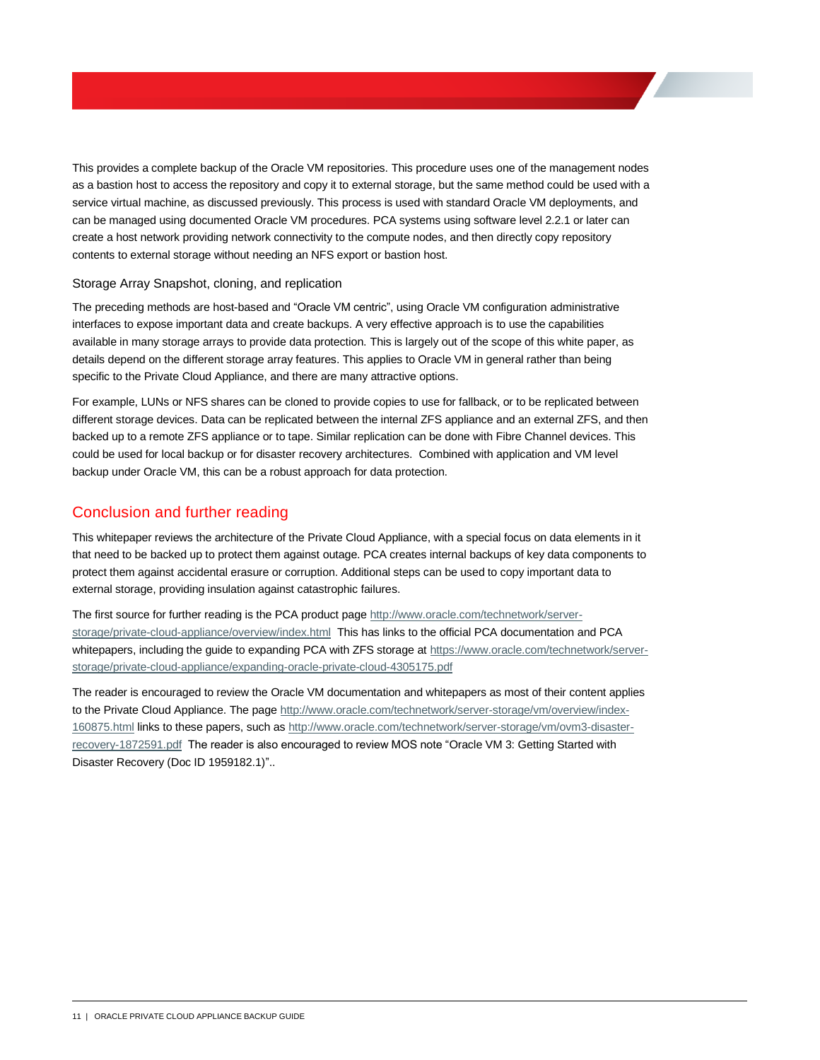This provides a complete backup of the Oracle VM repositories. This procedure uses one of the management nodes as a bastion host to access the repository and copy it to external storage, but the same method could be used with a service virtual machine, as discussed previously. This process is used with standard Oracle VM deployments, and can be managed using documented Oracle VM procedures. PCA systems using software level 2.2.1 or later can create a host network providing network connectivity to the compute nodes, and then directly copy repository contents to external storage without needing an NFS export or bastion host.

### Storage Array Snapshot, cloning, and replication

The preceding methods are host-based and "Oracle VM centric", using Oracle VM configuration administrative interfaces to expose important data and create backups. A very effective approach is to use the capabilities available in many storage arrays to provide data protection. This is largely out of the scope of this white paper, as details depend on the different storage array features. This applies to Oracle VM in general rather than being specific to the Private Cloud Appliance, and there are many attractive options.

For example, LUNs or NFS shares can be cloned to provide copies to use for fallback, or to be replicated between different storage devices. Data can be replicated between the internal ZFS appliance and an external ZFS, and then backed up to a remote ZFS appliance or to tape. Similar replication can be done with Fibre Channel devices. This could be used for local backup or for disaster recovery architectures. Combined with application and VM level backup under Oracle VM, this can be a robust approach for data protection.

## Conclusion and further reading

This whitepaper reviews the architecture of the Private Cloud Appliance, with a special focus on data elements in it that need to be backed up to protect them against outage. PCA creates internal backups of key data components to protect them against accidental erasure or corruption. Additional steps can be used to copy important data to external storage, providing insulation against catastrophic failures.

The first source for further reading is the PCA product page [http://www.oracle.com/technetwork/server-storage/private-cloud-appliance/overview/index.html](http://www.oracle.com/technetwork/server-storage/private-cloud-appliance/overview/index.html) This has links to the official PCA documentation and PCA whitepapers, including the guide to expanding PCA with ZFS storage at [https://www.oracle.com/technetwork/server-storage/private-cloud-appliance/expanding-oracle-private-cloud-4305175.pdf](https://www.oracle.com/technetwork/server-storage/private-cloud-appliance/expanding-oracle-private-cloud-4305175.pdf)

The reader is encouraged to review the Oracle VM documentation and whitepapers as most of their content applies to the Private Cloud Appliance. The page [http://www.oracle.com/technetwork/server-storage/vm/overview/index-160875.html](http://www.oracle.com/technetwork/server-storage/vm/overview/index-160875.html) links to these papers, such as [http://www.oracle.com/technetwork/server-storage/vm/ovm3-disaster-recovery-1872591.pdf](http://www.oracle.com/technetwork/server-storage/vm/ovm3-disaster-recovery-1872591.pdf) The reader is also encouraged to review MOS note "Oracle VM 3: Getting Started with Disaster Recovery (Doc ID 1959182.1)"..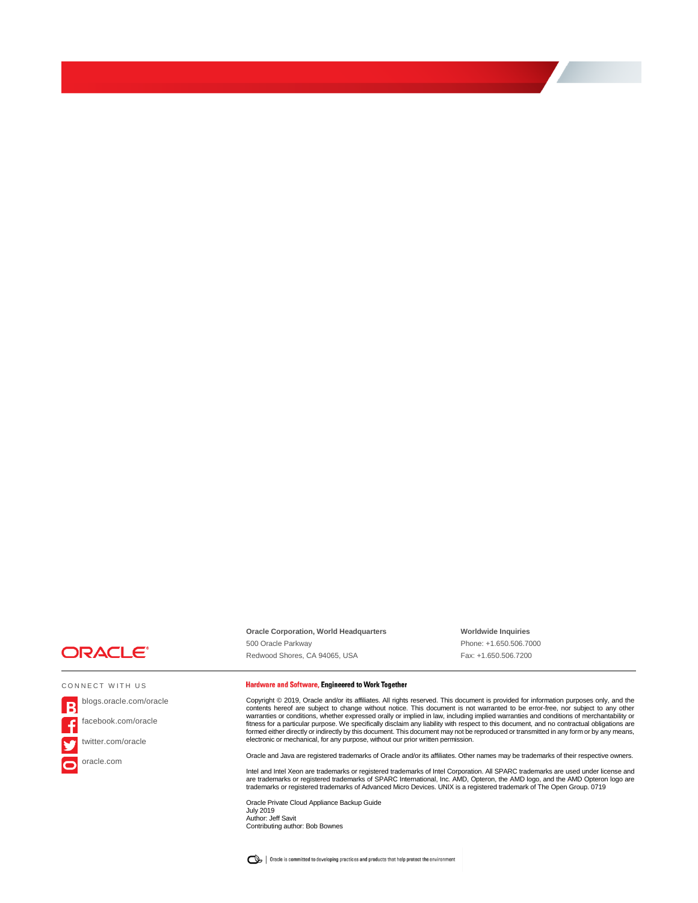ORACLE

**Oracle Corporation, World Headquarters**
500 Oracle Parkway
Redwood Shores, CA 94065, USA

**Worldwide Inquiries**
Phone: +1.650.506.7000
Fax: +1.650.506.7200

CONNECT WITH US

blogs.oracle.com/oracle

facebook.com/oracle

twitter.com/oracle

oracle.com

**Hardware and Software, Engineered to Work Together**

Copyright © 2019, Oracle and/or its affiliates. All rights reserved. This document is provided for information purposes only, and the contents hereof are subject to change without notice. This document is not warranted to be error-free, nor subject to any other warranties or conditions, whether expressed orally or implied in law, including implied warranties and conditions of merchantability or fitness for a particular purpose. We specifically disclaim any liability with respect to this document, and no contractual obligations are formed either directly or indirectly by this document. This document may not be reproduced or transmitted in any form or by any means, electronic or mechanical, for any purpose, without our prior written permission.

Oracle and Java are registered trademarks of Oracle and/or its affiliates. Other names may be trademarks of their respective owners.

Intel and Intel Xeon are trademarks or registered trademarks of Intel Corporation. All SPARC trademarks are used under license and are trademarks or registered trademarks of SPARC International, Inc. AMD, Opteron, the AMD logo, and the AMD Opteron logo are trademarks or registered trademarks of Advanced Micro Devices. UNIX is a registered trademark of The Open Group. 0719

Oracle Private Cloud Appliance Backup Guide
July 2019
Author: Jeff Savit
Contributing author: Bob Bownes

Oracle is committed to developing practices and products that help protect the environment